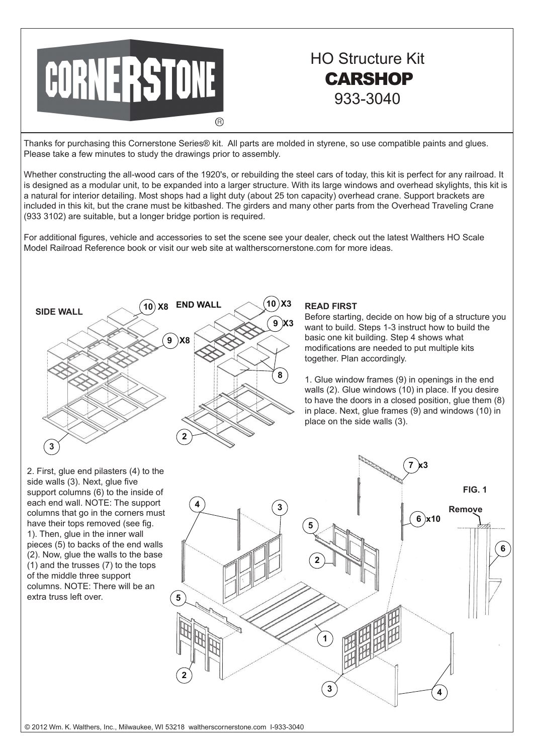# CORNERSTONE®

## HO Structure Kit
## CARSHOP
## 933-3040

Thanks for purchasing this Cornerstone Series® kit. All parts are molded in styrene, so use compatible paints and glues. Please take a few minutes to study the drawings prior to assembly.

Whether constructing the all-wood cars of the 1920's, or rebuilding the steel cars of today, this kit is perfect for any railroad. It is designed as a modular unit, to be expanded into a larger structure. With its large windows and overhead skylights, this kit is a natural for interior detailing. Most shops had a light duty (about 25 ton capacity) overhead crane. Support brackets are included in this kit, but the crane must be kitbashed. The girders and many other parts from the Overhead Traveling Crane (933 3102) are suitable, but a longer bridge portion is required.

For additional figures, vehicle and accessories to set the scene see your dealer, check out the latest Walthers HO Scale Model Railroad Reference book or visit our web site at waltherscornerstone.com for more ideas.

SIDE WALL — 10 X8, 9 X8, 3

END WALL — 10 X3, 9 X3, 8, 2

### READ FIRST

Before starting, decide on how big of a structure you want to build. Steps 1-3 instruct how to build the basic one kit building. Step 4 shows what modifications are needed to put multiple kits together. Plan accordingly.

1. Glue window frames (9) in openings in the end walls (2). Glue windows (10) in place. If you desire to have the doors in a closed position, glue them (8) in place. Next, glue frames (9) and windows (10) in place on the side walls (3).

2. First, glue end pilasters (4) to the side walls (3). Next, glue five support columns (6) to the inside of each end wall. NOTE: The support columns that go in the corners must have their tops removed (see fig. 1). Then, glue in the inner wall pieces (5) to backs of the end walls (2). Now, glue the walls to the base (1) and the trusses (7) to the tops of the middle three support columns. NOTE: There will be an extra truss left over.

7 x3 — 6 x10 — 4 — 3 — 5 — 2 — 1

FIG. 1 — Remove — 6

© 2012 Wm. K. Walthers, Inc., Milwaukee, WI 53218 waltherscornerstone.com I-933-3040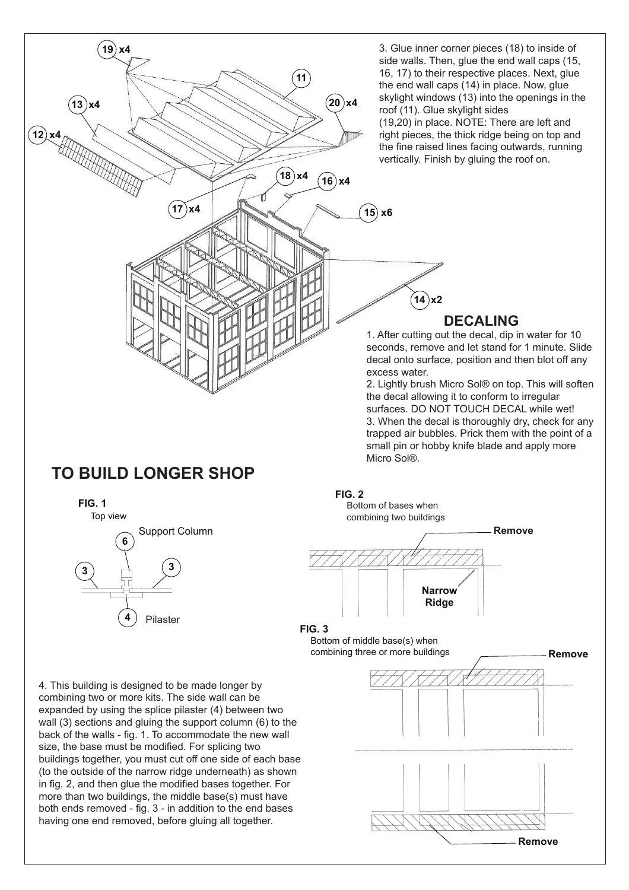19 x4

11

13 x4

20 x4

12 x4

18 x4

16 x4

17 x4

15 x6

14 x2

3. Glue inner corner pieces (18) to inside of side walls. Then, glue the end wall caps (15, 16, 17) to their respective places. Next, glue the end wall caps (14) in place. Now, glue skylight windows (13) into the openings in the roof (11). Glue skylight sides (19,20) in place. NOTE: There are left and right pieces, the thick ridge being on top and the fine raised lines facing outwards, running vertically. Finish by gluing the roof on.

## DECALING

1. After cutting out the decal, dip in water for 10 seconds, remove and let stand for 1 minute. Slide decal onto surface, position and then blot off any excess water.
2. Lightly brush Micro Sol® on top. This will soften the decal allowing it to conform to irregular surfaces. DO NOT TOUCH DECAL while wet!
3. When the decal is thoroughly dry, check for any trapped air bubbles. Prick them with the point of a small pin or hobby knife blade and apply more Micro Sol®.

## TO BUILD LONGER SHOP

**FIG. 1**
Top view

6 Support Column

3

3

4 Pilaster

**FIG. 2**
Bottom of bases when combining two buildings

Remove

Narrow Ridge

**FIG. 3**
Bottom of middle base(s) when combining three or more buildings

Remove

Remove

4. This building is designed to be made longer by combining two or more kits. The side wall can be expanded by using the splice pilaster (4) between two wall (3) sections and gluing the support column (6) to the back of the walls - fig. 1. To accommodate the new wall size, the base must be modified. For splicing two buildings together, you must cut off one side of each base (to the outside of the narrow ridge underneath) as shown in fig. 2, and then glue the modified bases together. For more than two buildings, the middle base(s) must have both ends removed - fig. 3 - in addition to the end bases having one end removed, before gluing all together.